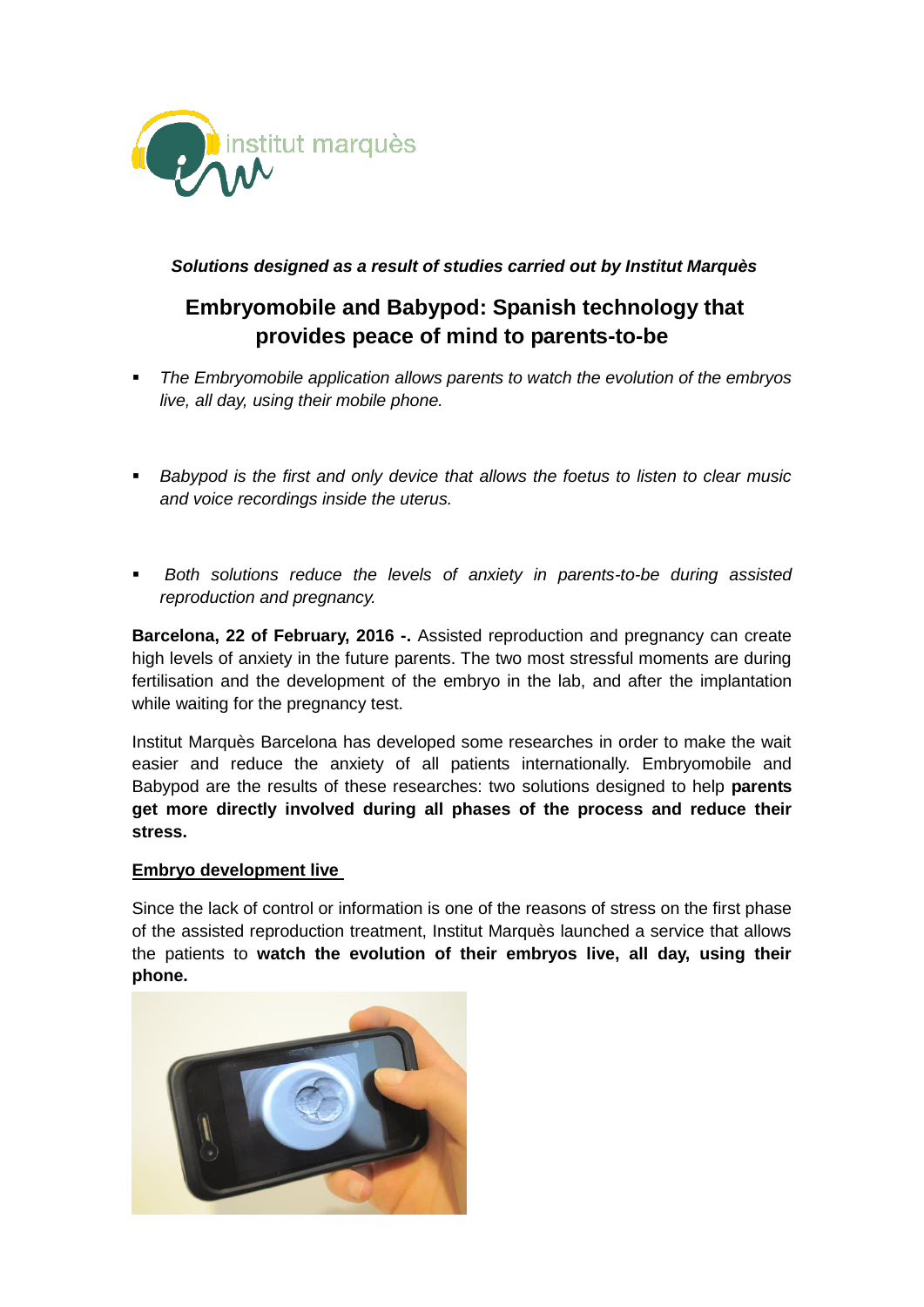***Solutions designed as a result of studies carried out by Institut Marquès***

# Embryomobile and Babypod: Spanish technology that provides peace of mind to parents-to-be

- *The Embryomobile application allows parents to watch the evolution of the embryos live, all day, using their mobile phone.*

- *Babypod is the first and only device that allows the foetus to listen to clear music and voice recordings inside the uterus.*

- *Both solutions reduce the levels of anxiety in parents-to-be during assisted reproduction and pregnancy.*

**Barcelona, 22 of February, 2016 -.** Assisted reproduction and pregnancy can create high levels of anxiety in the future parents. The two most stressful moments are during fertilisation and the development of the embryo in the lab, and after the implantation while waiting for the pregnancy test.

Institut Marquès Barcelona has developed some researches in order to make the wait easier and reduce the anxiety of all patients internationally. Embryomobile and Babypod are the results of these researches: two solutions designed to help **parents get more directly involved during all phases of the process and reduce their stress.**

## Embryo development live

Since the lack of control or information is one of the reasons of stress on the first phase of the assisted reproduction treatment, Institut Marquès launched a service that allows the patients to **watch the evolution of their embryos live, all day, using their phone.**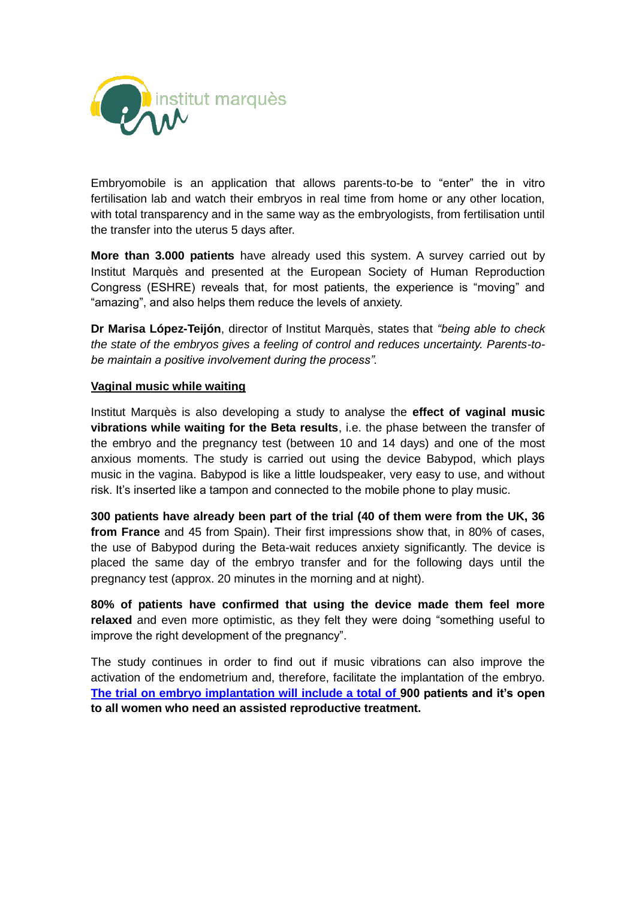Embryomobile is an application that allows parents-to-be to “enter” the in vitro fertilisation lab and watch their embryos in real time from home or any other location, with total transparency and in the same way as the embryologists, from fertilisation until the transfer into the uterus 5 days after.

**More than 3.000 patients** have already used this system. A survey carried out by Institut Marquès and presented at the European Society of Human Reproduction Congress (ESHRE) reveals that, for most patients, the experience is “moving” and “amazing”, and also helps them reduce the levels of anxiety.

**Dr Marisa López-Teijón**, director of Institut Marquès, states that *“being able to check the state of the embryos gives a feeling of control and reduces uncertainty. Parents-to-be maintain a positive involvement during the process”.*

## Vaginal music while waiting

Institut Marquès is also developing a study to analyse the **effect of vaginal music vibrations while waiting for the Beta results**, i.e. the phase between the transfer of the embryo and the pregnancy test (between 10 and 14 days) and one of the most anxious moments. The study is carried out using the device Babypod, which plays music in the vagina. Babypod is like a little loudspeaker, very easy to use, and without risk. It’s inserted like a tampon and connected to the mobile phone to play music.

**300 patients have already been part of the trial (40 of them were from the UK, 36 from France** and 45 from Spain). Their first impressions show that, in 80% of cases, the use of Babypod during the Beta-wait reduces anxiety significantly. The device is placed the same day of the embryo transfer and for the following days until the pregnancy test (approx. 20 minutes in the morning and at night).

**80% of patients have confirmed that using the device made them feel more relaxed** and even more optimistic, as they felt they were doing “something useful to improve the right development of the pregnancy”.

The study continues in order to find out if music vibrations can also improve the activation of the endometrium and, therefore, facilitate the implantation of the embryo. **The trial on embryo implantation will include a total of 900 patients and it’s open to all women who need an assisted reproductive treatment.**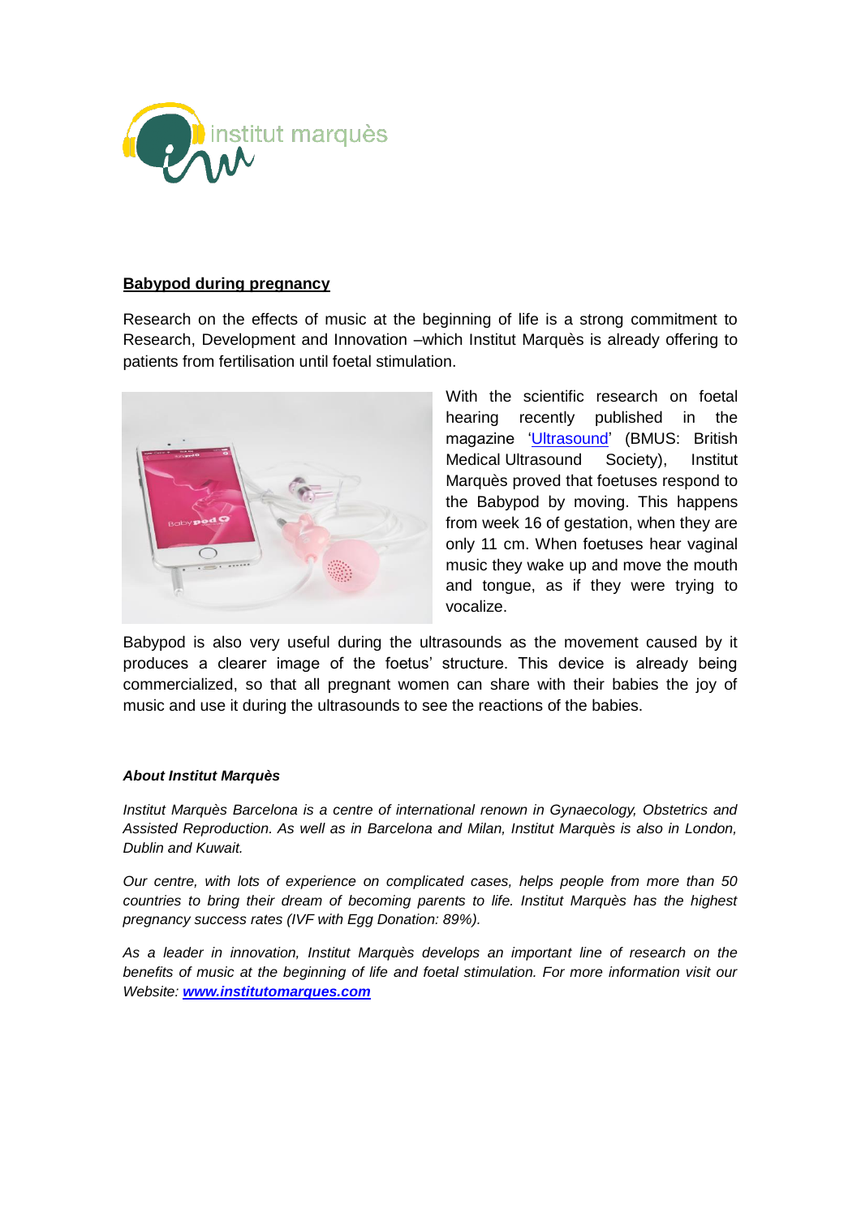**Babypod during pregnancy**

Research on the effects of music at the beginning of life is a strong commitment to Research, Development and Innovation –which Institut Marquès is already offering to patients from fertilisation until foetal stimulation.

With the scientific research on foetal hearing recently published in the magazine 'Ultrasound' (BMUS: British Medical Ultrasound Society), Institut Marquès proved that foetuses respond to the Babypod by moving. This happens from week 16 of gestation, when they are only 11 cm. When foetuses hear vaginal music they wake up and move the mouth and tongue, as if they were trying to vocalize.

Babypod is also very useful during the ultrasounds as the movement caused by it produces a clearer image of the foetus' structure. This device is already being commercialized, so that all pregnant women can share with their babies the joy of music and use it during the ultrasounds to see the reactions of the babies.

***About Institut Marquès***

*Institut Marquès Barcelona is a centre of international renown in Gynaecology, Obstetrics and Assisted Reproduction. As well as in Barcelona and Milan, Institut Marquès is also in London, Dublin and Kuwait.*

*Our centre, with lots of experience on complicated cases, helps people from more than 50 countries to bring their dream of becoming parents to life. Institut Marquès has the highest pregnancy success rates (IVF with Egg Donation: 89%).*

*As a leader in innovation, Institut Marquès develops an important line of research on the benefits of music at the beginning of life and foetal stimulation. For more information visit our Website:* ***www.institutomarques.com***